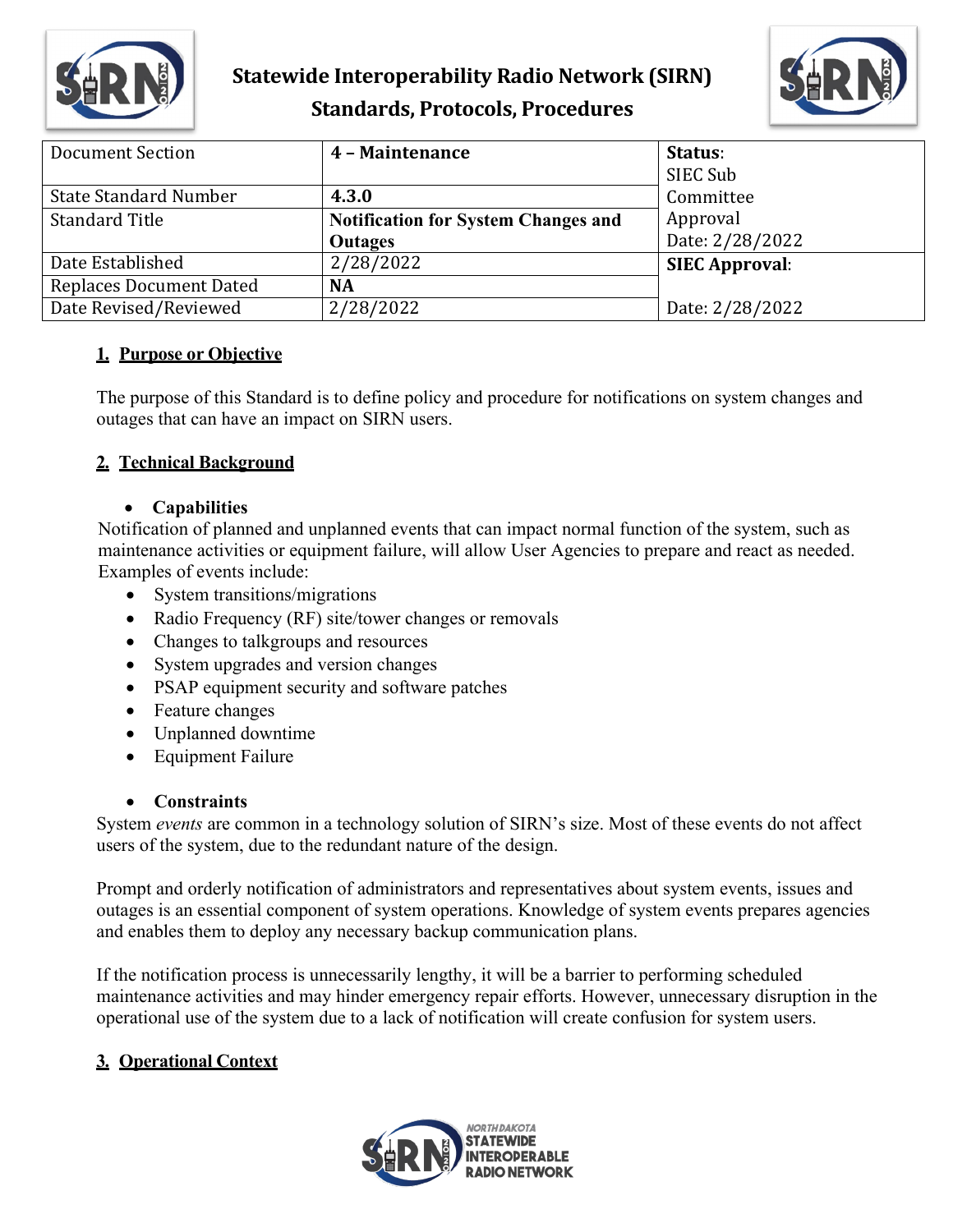# Statewide Interoperability Radio Network (SIRN)
## Standards, Protocols, Procedures

| Document Section | 4 – Maintenance | Status: SIEC Sub Committee Approval Date: 2/28/2022 |
|---|---|---|
| State Standard Number | 4.3.0 | |
| Standard Title | Notification for System Changes and Outages | |
| Date Established | 2/28/2022 | SIEC Approval: |
| Replaces Document Dated | NA | |
| Date Revised/Reviewed | 2/28/2022 | Date: 2/28/2022 |

## 1. Purpose or Objective

The purpose of this Standard is to define policy and procedure for notifications on system changes and outages that can have an impact on SIRN users.

## 2. Technical Background

- **Capabilities**

Notification of planned and unplanned events that can impact normal function of the system, such as maintenance activities or equipment failure, will allow User Agencies to prepare and react as needed. Examples of events include:

- System transitions/migrations
- Radio Frequency (RF) site/tower changes or removals
- Changes to talkgroups and resources
- System upgrades and version changes
- PSAP equipment security and software patches
- Feature changes
- Unplanned downtime
- Equipment Failure

- **Constraints**

System *events* are common in a technology solution of SIRN's size. Most of these events do not affect users of the system, due to the redundant nature of the design.

Prompt and orderly notification of administrators and representatives about system events, issues and outages is an essential component of system operations. Knowledge of system events prepares agencies and enables them to deploy any necessary backup communication plans.

If the notification process is unnecessarily lengthy, it will be a barrier to performing scheduled maintenance activities and may hinder emergency repair efforts. However, unnecessary disruption in the operational use of the system due to a lack of notification will create confusion for system users.

## 3. Operational Context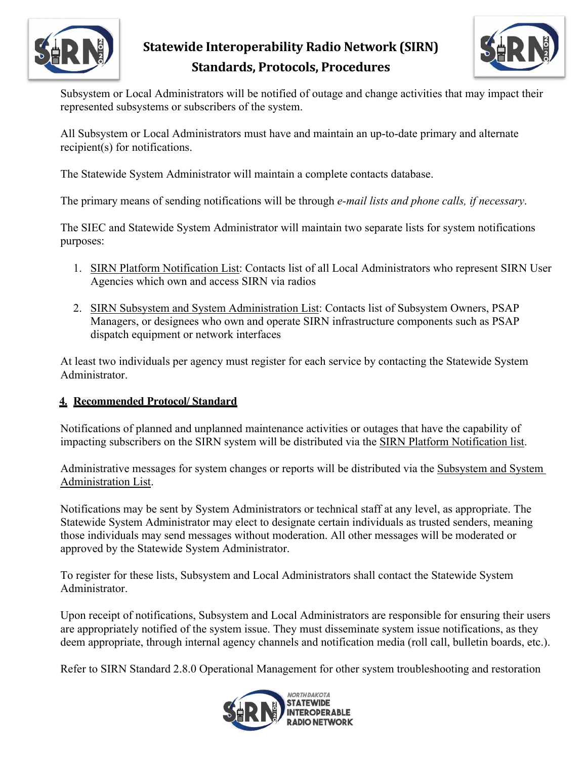Subsystem or Local Administrators will be notified of outage and change activities that may impact their represented subsystems or subscribers of the system.

All Subsystem or Local Administrators must have and maintain an up-to-date primary and alternate recipient(s) for notifications.

The Statewide System Administrator will maintain a complete contacts database.

The primary means of sending notifications will be through *e-mail lists and phone calls, if necessary*.

The SIEC and Statewide System Administrator will maintain two separate lists for system notifications purposes:

1. <u>SIRN Platform Notification List</u>: Contacts list of all Local Administrators who represent SIRN User Agencies which own and access SIRN via radios
2. <u>SIRN Subsystem and System Administration List</u>: Contacts list of Subsystem Owners, PSAP Managers, or designees who own and operate SIRN infrastructure components such as PSAP dispatch equipment or network interfaces

At least two individuals per agency must register for each service by contacting the Statewide System Administrator.

## 4. Recommended Protocol/ Standard

Notifications of planned and unplanned maintenance activities or outages that have the capability of impacting subscribers on the SIRN system will be distributed via the <u>SIRN Platform Notification list</u>.

Administrative messages for system changes or reports will be distributed via the <u>Subsystem and System Administration List</u>.

Notifications may be sent by System Administrators or technical staff at any level, as appropriate. The Statewide System Administrator may elect to designate certain individuals as trusted senders, meaning those individuals may send messages without moderation. All other messages will be moderated or approved by the Statewide System Administrator.

To register for these lists, Subsystem and Local Administrators shall contact the Statewide System Administrator.

Upon receipt of notifications, Subsystem and Local Administrators are responsible for ensuring their users are appropriately notified of the system issue. They must disseminate system issue notifications, as they deem appropriate, through internal agency channels and notification media (roll call, bulletin boards, etc.).

Refer to SIRN Standard 2.8.0 Operational Management for other system troubleshooting and restoration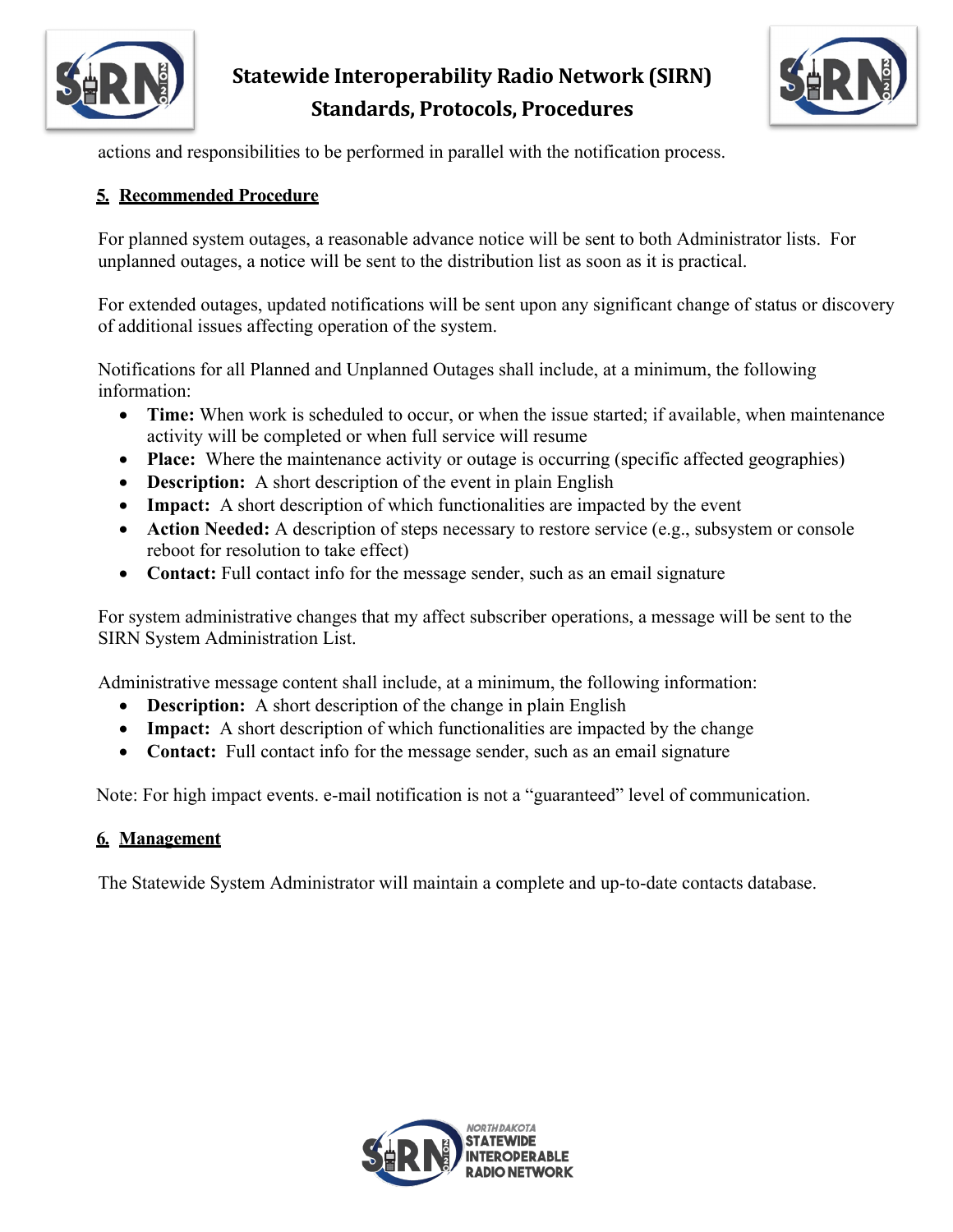actions and responsibilities to be performed in parallel with the notification process.

## 5. Recommended Procedure

For planned system outages, a reasonable advance notice will be sent to both Administrator lists. For unplanned outages, a notice will be sent to the distribution list as soon as it is practical.

For extended outages, updated notifications will be sent upon any significant change of status or discovery of additional issues affecting operation of the system.

Notifications for all Planned and Unplanned Outages shall include, at a minimum, the following information:

- **Time:** When work is scheduled to occur, or when the issue started; if available, when maintenance activity will be completed or when full service will resume
- **Place:** Where the maintenance activity or outage is occurring (specific affected geographies)
- **Description:** A short description of the event in plain English
- **Impact:** A short description of which functionalities are impacted by the event
- **Action Needed:** A description of steps necessary to restore service (e.g., subsystem or console reboot for resolution to take effect)
- **Contact:** Full contact info for the message sender, such as an email signature

For system administrative changes that my affect subscriber operations, a message will be sent to the SIRN System Administration List.

Administrative message content shall include, at a minimum, the following information:

- **Description:** A short description of the change in plain English
- **Impact:** A short description of which functionalities are impacted by the change
- **Contact:** Full contact info for the message sender, such as an email signature

Note: For high impact events. e-mail notification is not a "guaranteed" level of communication.

## 6. Management

The Statewide System Administrator will maintain a complete and up-to-date contacts database.